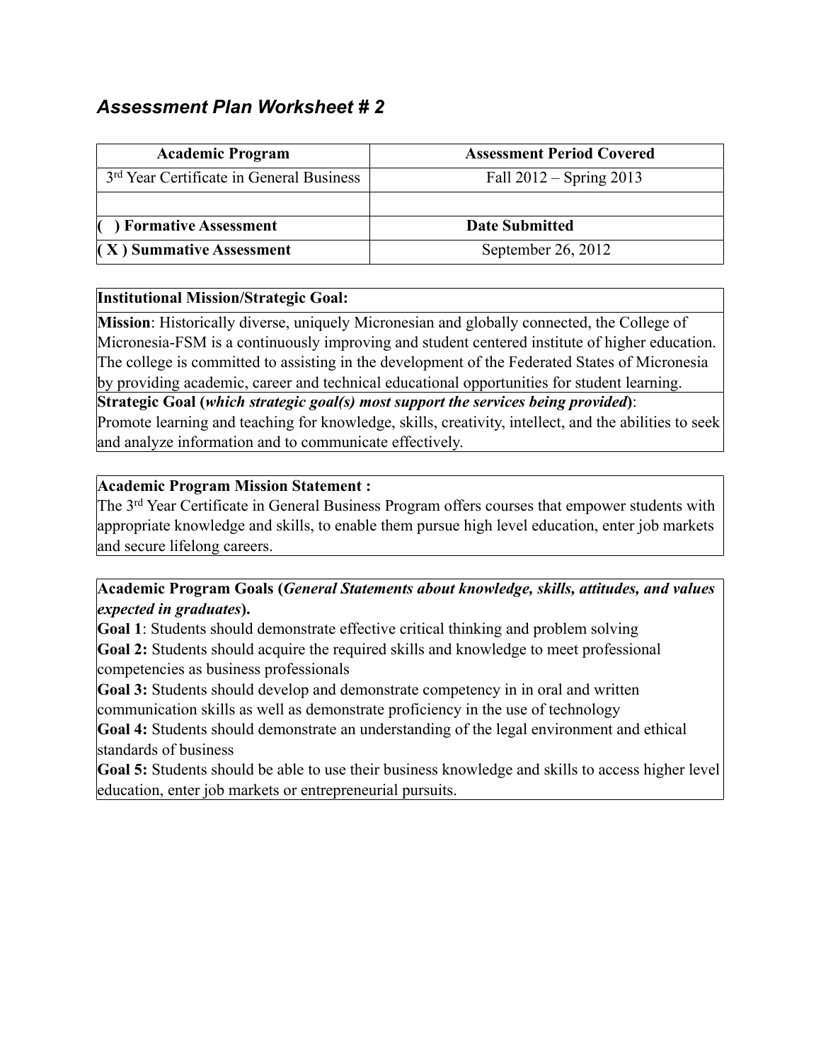## *Assessment Plan Worksheet # 2*

| Academic Program | Assessment Period Covered |
|---|---|
| 3rd Year Certificate in General Business | Fall 2012 – Spring 2013 |
| | |
| **( ) Formative Assessment** | **Date Submitted** |
| **( X ) Summative Assessment** | September 26, 2012 |

**Institutional Mission/Strategic Goal:**

**Mission**: Historically diverse, uniquely Micronesian and globally connected, the College of Micronesia-FSM is a continuously improving and student centered institute of higher education. The college is committed to assisting in the development of the Federated States of Micronesia by providing academic, career and technical educational opportunities for student learning.

**Strategic Goal (*which strategic goal(s) most support the services being provided*)**:
Promote learning and teaching for knowledge, skills, creativity, intellect, and the abilities to seek and analyze information and to communicate effectively.

**Academic Program Mission Statement :**
The 3rd Year Certificate in General Business Program offers courses that empower students with appropriate knowledge and skills, to enable them pursue high level education, enter job markets and secure lifelong careers.

**Academic Program Goals (*General Statements about knowledge, skills, attitudes, and values expected in graduates*).**

**Goal 1**: Students should demonstrate effective critical thinking and problem solving

**Goal 2:** Students should acquire the required skills and knowledge to meet professional competencies as business professionals

**Goal 3:** Students should develop and demonstrate competency in in oral and written communication skills as well as demonstrate proficiency in the use of technology

**Goal 4:** Students should demonstrate an understanding of the legal environment and ethical standards of business

**Goal 5:** Students should be able to use their business knowledge and skills to access higher level education, enter job markets or entrepreneurial pursuits.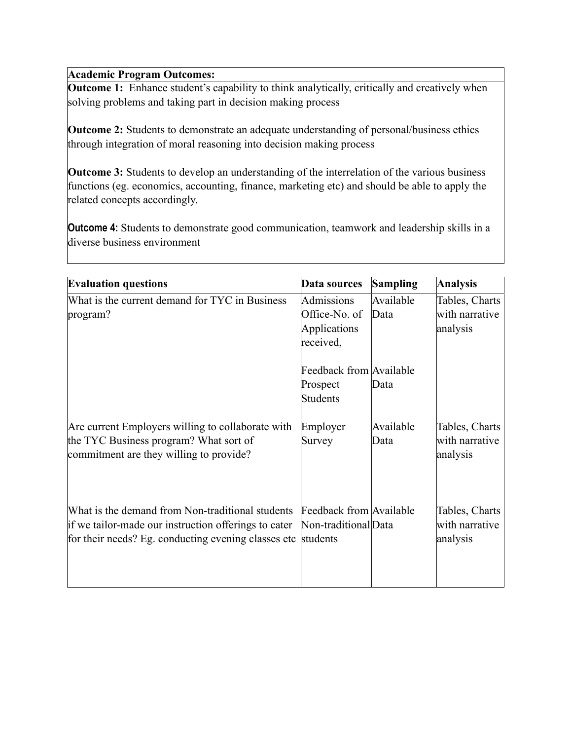| **Academic Program Outcomes:** |
|---|
| **Outcome 1:** Enhance student's capability to think analytically, critically and creatively when solving problems and taking part in decision making process<br><br>**Outcome 2:** Students to demonstrate an adequate understanding of personal/business ethics through integration of moral reasoning into decision making process<br><br>**Outcome 3:** Students to develop an understanding of the interrelation of the various business functions (eg. economics, accounting, finance, marketing etc) and should be able to apply the related concepts accordingly.<br><br>**Outcome 4:** Students to demonstrate good communication, teamwork and leadership skills in a diverse business environment |

| **Evaluation questions** | **Data sources** | **Sampling** | **Analysis** |
|---|---|---|---|
| What is the current demand for TYC in Business program? | Admissions Office-No. of Applications received,<br><br>Feedback from Prospect Students | Available Data<br><br>Available Data | Tables, Charts with narrative analysis |
| Are current Employers willing to collaborate with the TYC Business program? What sort of commitment are they willing to provide? | Employer Survey | Available Data | Tables, Charts with narrative analysis |
| What is the demand from Non-traditional students if we tailor-made our instruction offerings to cater for their needs? Eg. conducting evening classes etc | Feedback from Non-traditional students | Available Data | Tables, Charts with narrative analysis |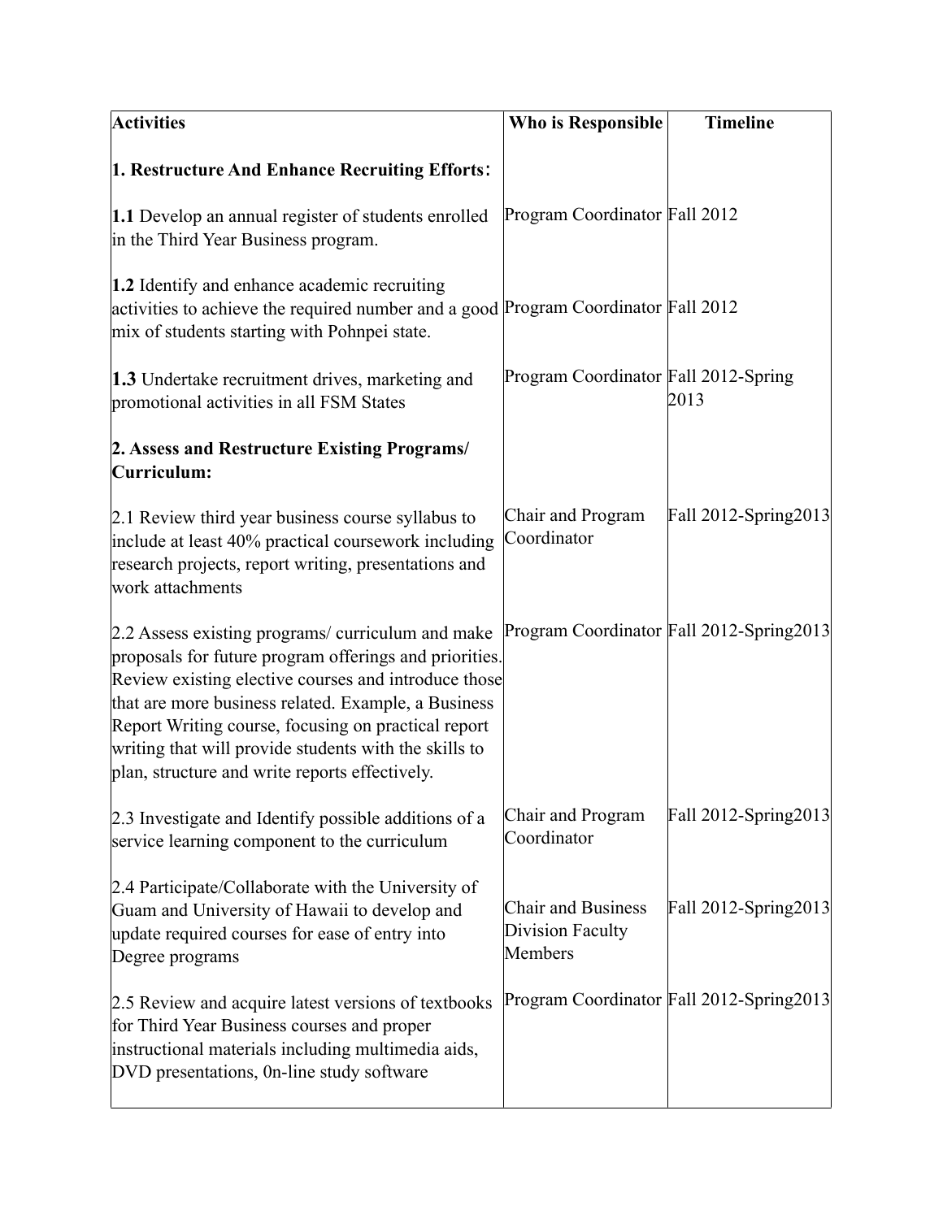| Activities | Who is Responsible | Timeline |
|---|---|---|
| **1. Restructure And Enhance Recruiting Efforts**: | | |
| **1.1** Develop an annual register of students enrolled in the Third Year Business program. | Program Coordinator | Fall 2012 |
| **1.2** Identify and enhance academic recruiting activities to achieve the required number and a good mix of students starting with Pohnpei state. | Program Coordinator | Fall 2012 |
| **1.3** Undertake recruitment drives, marketing and promotional activities in all FSM States | Program Coordinator | Fall 2012-Spring 2013 |
| **2. Assess and Restructure Existing Programs/ Curriculum:** | | |
| 2.1 Review third year business course syllabus to include at least 40% practical coursework including research projects, report writing, presentations and work attachments | Chair and Program Coordinator | Fall 2012-Spring2013 |
| 2.2 Assess existing programs/ curriculum and make proposals for future program offerings and priorities. Review existing elective courses and introduce those that are more business related. Example, a Business Report Writing course, focusing on practical report writing that will provide students with the skills to plan, structure and write reports effectively. | Program Coordinator | Fall 2012-Spring2013 |
| 2.3 Investigate and Identify possible additions of a service learning component to the curriculum | Chair and Program Coordinator | Fall 2012-Spring2013 |
| 2.4 Participate/Collaborate with the University of Guam and University of Hawaii to develop and update required courses for ease of entry into Degree programs | Chair and Business Division Faculty Members | Fall 2012-Spring2013 |
| 2.5 Review and acquire latest versions of textbooks for Third Year Business courses and proper instructional materials including multimedia aids, DVD presentations, 0n-line study software | Program Coordinator | Fall 2012-Spring2013 |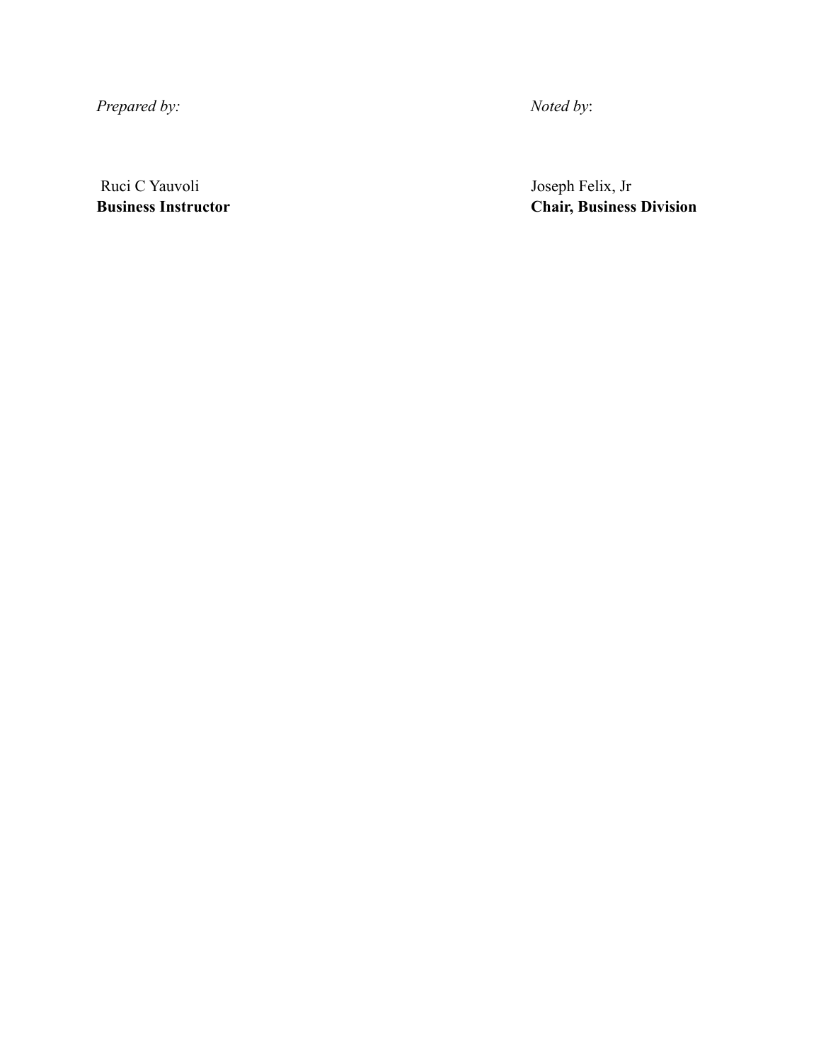*Prepared by:*

Ruci C Yauvoli
**Business Instructor**

*Noted by*:

Joseph Felix, Jr
**Chair, Business Division**